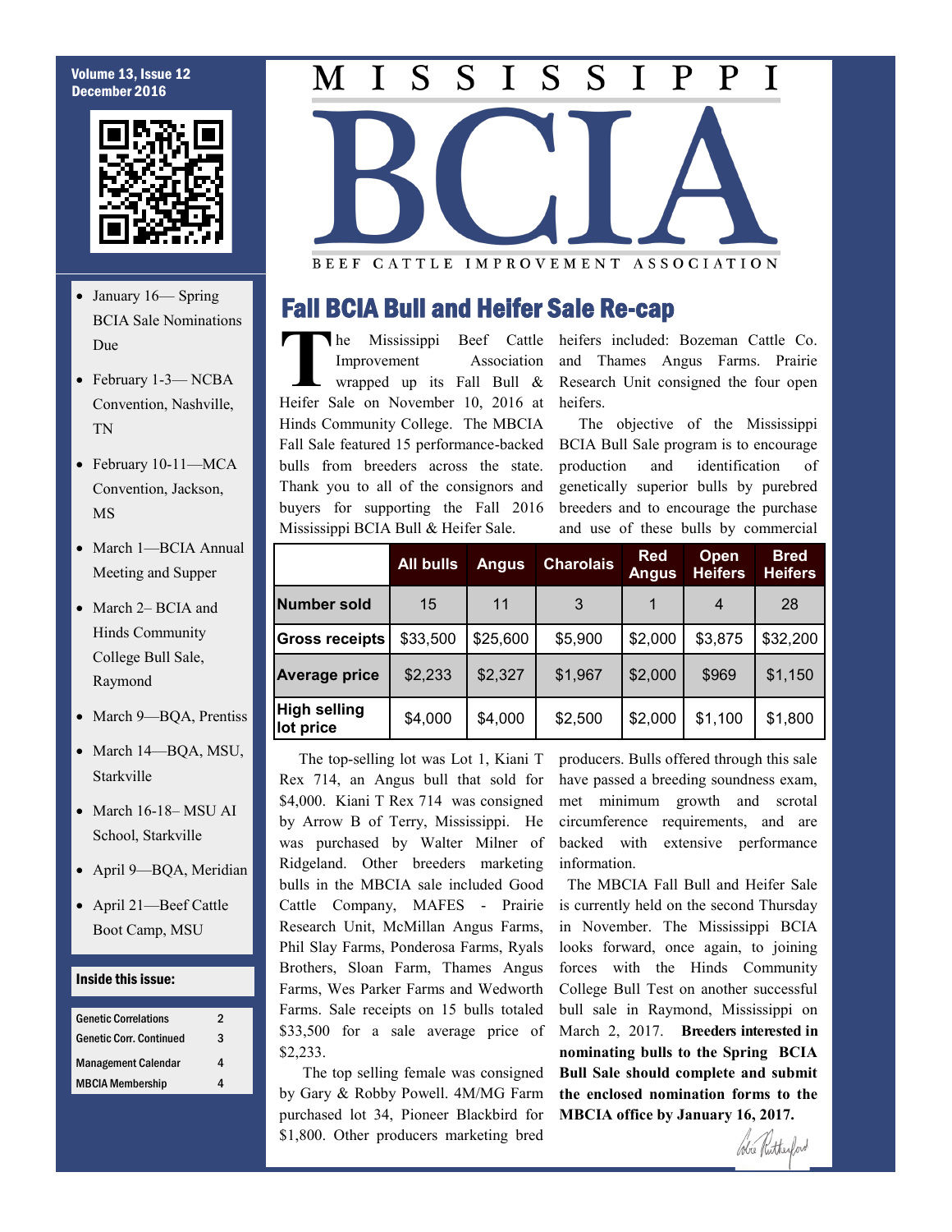# MISSISSIPPI BCIA

BEEF CATTLE IMPROVEMENT ASSOCIATION

Volume 13, Issue 12
December 2016

- January 16— Spring BCIA Sale Nominations Due
- February 1-3— NCBA Convention, Nashville, TN
- February 10-11—MCA Convention, Jackson, MS
- March 1—BCIA Annual Meeting and Supper
- March 2– BCIA and Hinds Community College Bull Sale, Raymond
- March 9—BQA, Prentiss
- March 14—BQA, MSU, Starkville
- March 16-18– MSU AI School, Starkville
- April 9—BQA, Meridian
- April 21—Beef Cattle Boot Camp, MSU

**Inside this issue:**

| | |
|---|---|
| Genetic Correlations | 2 |
| Genetic Corr. Continued | 3 |
| Management Calendar | 4 |
| MBCIA Membership | 4 |

## Fall BCIA Bull and Heifer Sale Re-cap

The Mississippi Beef Cattle Improvement Association wrapped up its Fall Bull & Heifer Sale on November 10, 2016 at Hinds Community College. The MBCIA Fall Sale featured 15 performance-backed bulls from breeders across the state. Thank you to all of the consignors and buyers for supporting the Fall 2016 Mississippi BCIA Bull & Heifer Sale.

| | All bulls | Angus | Charolais | Red Angus | Open Heifers | Bred Heifers |
|---|---|---|---|---|---|---|
| Number sold | 15 | 11 | 3 | 1 | 4 | 28 |
| Gross receipts | $33,500 | $25,600 | $5,900 | $2,000 | $3,875 | $32,200 |
| Average price | $2,233 | $2,327 | $1,967 | $2,000 | $969 | $1,150 |
| High selling lot price | $4,000 | $4,000 | $2,500 | $2,000 | $1,100 | $1,800 |

The top-selling lot was Lot 1, Kiani T Rex 714, an Angus bull that sold for $4,000. Kiani T Rex 714 was consigned by Arrow B of Terry, Mississippi. He was purchased by Walter Milner of Ridgeland. Other breeders marketing bulls in the MBCIA sale included Good Cattle Company, MAFES - Prairie Research Unit, McMillan Angus Farms, Phil Slay Farms, Ponderosa Farms, Ryals Brothers, Sloan Farm, Thames Angus Farms, Wes Parker Farms and Wedworth Farms. Sale receipts on 15 bulls totaled $33,500 for a sale average price of $2,233.

The top selling female was consigned by Gary & Robby Powell. 4M/MG Farm purchased lot 34, Pioneer Blackbird for $1,800. Other producers marketing bred heifers included: Bozeman Cattle Co. and Thames Angus Farms. Prairie Research Unit consigned the four open heifers.

The objective of the Mississippi BCIA Bull Sale program is to encourage production and identification of genetically superior bulls by purebred breeders and to encourage the purchase and use of these bulls by commercial producers. Bulls offered through this sale have passed a breeding soundness exam, met minimum growth and scrotal circumference requirements, and are backed with extensive performance information.

The MBCIA Fall Bull and Heifer Sale is currently held on the second Thursday in November. The Mississippi BCIA looks forward, once again, to joining forces with the Hinds Community College Bull Test on another successful bull sale in Raymond, Mississippi on March 2, 2017. **Breeders interested in nominating bulls to the Spring BCIA Bull Sale should complete and submit the enclosed nomination forms to the MBCIA office by January 16, 2017.**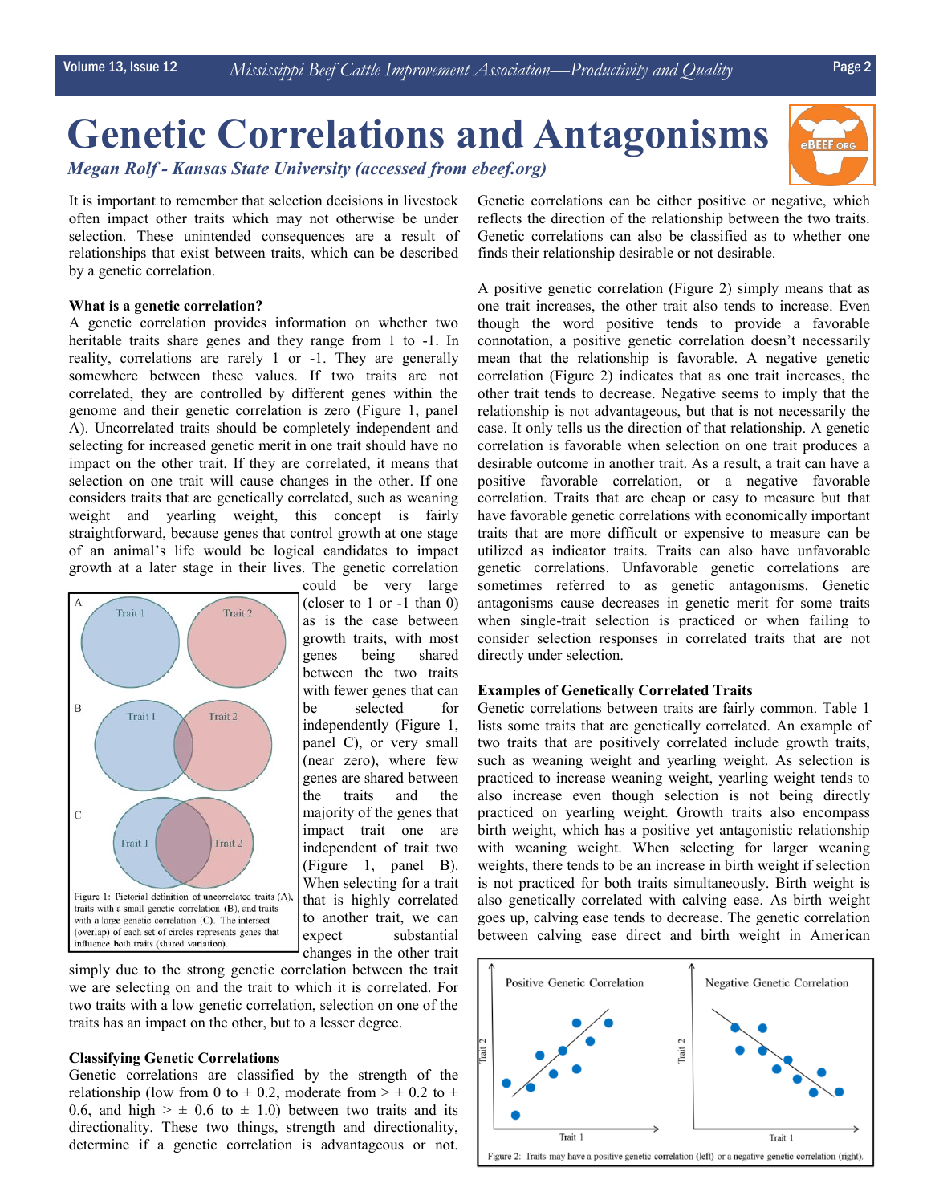# Genetic Correlations and Antagonisms

*Megan Rolf - Kansas State University (accessed from ebeef.org)*

It is important to remember that selection decisions in livestock often impact other traits which may not otherwise be under selection. These unintended consequences are a result of relationships that exist between traits, which can be described by a genetic correlation.

**What is a genetic correlation?**

A genetic correlation provides information on whether two heritable traits share genes and they range from 1 to -1. In reality, correlations are rarely 1 or -1. They are generally somewhere between these values. If two traits are not correlated, they are controlled by different genes within the genome and their genetic correlation is zero (Figure 1, panel A). Uncorrelated traits should be completely independent and selecting for increased genetic merit in one trait should have no impact on the other trait. If they are correlated, it means that selection on one trait will cause changes in the other. If one considers traits that are genetically correlated, such as weaning weight and yearling weight, this concept is fairly straightforward, because genes that control growth at one stage of an animal's life would be logical candidates to impact growth at a later stage in their lives. The genetic correlation could be very large (closer to 1 or -1 than 0) as is the case between growth traits, with most genes being shared between the two traits with fewer genes that can be selected for independently (Figure 1, panel C), or very small (near zero), where few genes are shared between the traits and the majority of the genes that impact trait one are independent of trait two (Figure 1, panel B). When selecting for a trait that is highly correlated to another trait, we can expect substantial changes in the other trait simply due to the strong genetic correlation between the trait we are selecting on and the trait to which it is correlated. For two traits with a low genetic correlation, selection on one of the traits has an impact on the other, but to a lesser degree.

Figure 1: Pictorial definition of uncorrelated traits (A), traits with a small genetic correlation (B), and traits with a large genetic correlation (C). The intersect (overlap) of each set of circles represents genes that influence both traits (shared variation).

**Classifying Genetic Correlations**

Genetic correlations are classified by the strength of the relationship (low from 0 to ± 0.2, moderate from > ± 0.2 to ± 0.6, and high > ± 0.6 to ± 1.0) between two traits and its directionality. These two things, strength and directionality, determine if a genetic correlation is advantageous or not. Genetic correlations can be either positive or negative, which reflects the direction of the relationship between the two traits. Genetic correlations can also be classified as to whether one finds their relationship desirable or not desirable.

A positive genetic correlation (Figure 2) simply means that as one trait increases, the other trait also tends to increase. Even though the word positive tends to provide a favorable connotation, a positive genetic correlation doesn't necessarily mean that the relationship is favorable. A negative genetic correlation (Figure 2) indicates that as one trait increases, the other trait tends to decrease. Negative seems to imply that the relationship is not advantageous, but that is not necessarily the case. It only tells us the direction of that relationship. A genetic correlation is favorable when selection on one trait produces a desirable outcome in another trait. As a result, a trait can have a positive favorable correlation, or a negative favorable correlation. Traits that are cheap or easy to measure but that have favorable genetic correlations with economically important traits that are more difficult or expensive to measure can be utilized as indicator traits. Traits can also have unfavorable genetic correlations. Unfavorable genetic correlations are sometimes referred to as genetic antagonisms. Genetic antagonisms cause decreases in genetic merit for some traits when single-trait selection is practiced or when failing to consider selection responses in correlated traits that are not directly under selection.

**Examples of Genetically Correlated Traits**

Genetic correlations between traits are fairly common. Table 1 lists some traits that are genetically correlated. An example of two traits that are positively correlated include growth traits, such as weaning weight and yearling weight. As selection is practiced to increase weaning weight, yearling weight tends to also increase even though selection is not being directly practiced on yearling weight. Growth traits also encompass birth weight, which has a positive yet antagonistic relationship with weaning weight. When selecting for larger weaning weights, there tends to be an increase in birth weight if selection is not practiced for both traits simultaneously. Birth weight is also genetically correlated with calving ease. As birth weight goes up, calving ease tends to decrease. The genetic correlation between calving ease direct and birth weight in American

Figure 2: Traits may have a positive genetic correlation (left) or a negative genetic correlation (right).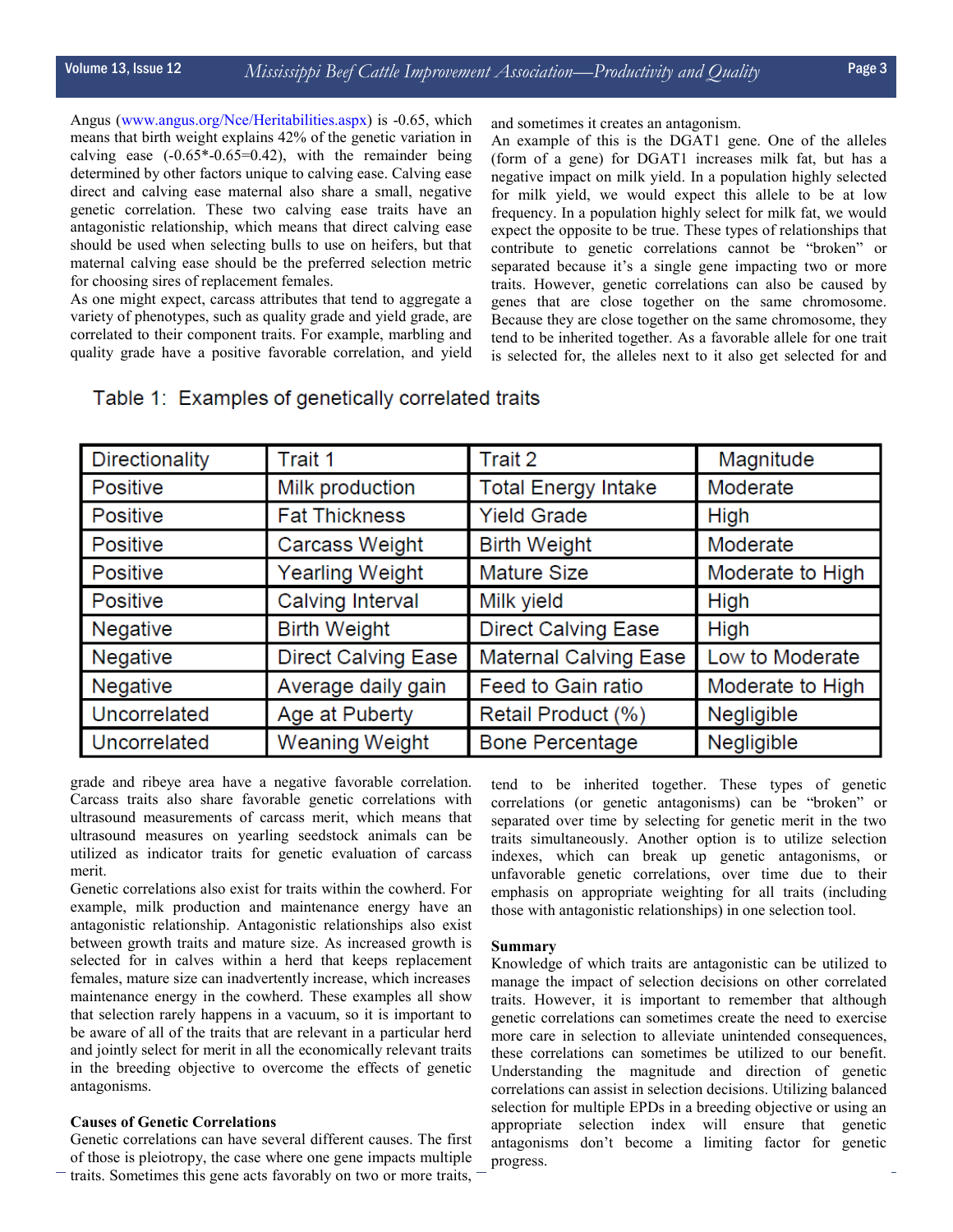Angus (www.angus.org/Nce/Heritabilities.aspx) is -0.65, which means that birth weight explains 42% of the genetic variation in calving ease (-0.65*-0.65=0.42), with the remainder being determined by other factors unique to calving ease. Calving ease direct and calving ease maternal also share a small, negative genetic correlation. These two calving ease traits have an antagonistic relationship, which means that direct calving ease should be used when selecting bulls to use on heifers, but that maternal calving ease should be the preferred selection metric for choosing sires of replacement females.

As one might expect, carcass attributes that tend to aggregate a variety of phenotypes, such as quality grade and yield grade, are correlated to their component traits. For example, marbling and quality grade have a positive favorable correlation, and yield grade and ribeye area have a negative favorable correlation. Carcass traits also share favorable genetic correlations with ultrasound measurements of carcass merit, which means that ultrasound measures on yearling seedstock animals can be utilized as indicator traits for genetic evaluation of carcass merit.

Genetic correlations also exist for traits within the cowherd. For example, milk production and maintenance energy have an antagonistic relationship. Antagonistic relationships also exist between growth traits and mature size. As increased growth is selected for in calves within a herd that keeps replacement females, mature size can inadvertently increase, which increases maintenance energy in the cowherd. These examples all show that selection rarely happens in a vacuum, so it is important to be aware of all of the traits that are relevant in a particular herd and jointly select for merit in all the economically relevant traits in the breeding objective to overcome the effects of genetic antagonisms.

**Causes of Genetic Correlations**

Genetic correlations can have several different causes. The first of those is pleiotropy, the case where one gene impacts multiple traits. Sometimes this gene acts favorably on two or more traits, and sometimes it creates an antagonism.

An example of this is the DGAT1 gene. One of the alleles (form of a gene) for DGAT1 increases milk fat, but has a negative impact on milk yield. In a population highly selected for milk yield, we would expect this allele to be at low frequency. In a population highly select for milk fat, we would expect the opposite to be true. These types of relationships that contribute to genetic correlations cannot be "broken" or separated because it's a single gene impacting two or more traits. However, genetic correlations can also be caused by genes that are close together on the same chromosome. Because they are close together on the same chromosome, they tend to be inherited together. As a favorable allele for one trait is selected for, the alleles next to it also get selected for and tend to be inherited together. These types of genetic correlations (or genetic antagonisms) can be "broken" or separated over time by selecting for genetic merit in the two traits simultaneously. Another option is to utilize selection indexes, which can break up genetic antagonisms, or unfavorable genetic correlations, over time due to their emphasis on appropriate weighting for all traits (including those with antagonistic relationships) in one selection tool.

Table 1: Examples of genetically correlated traits

| Directionality | Trait 1 | Trait 2 | Magnitude |
|---|---|---|---|
| Positive | Milk production | Total Energy Intake | Moderate |
| Positive | Fat Thickness | Yield Grade | High |
| Positive | Carcass Weight | Birth Weight | Moderate |
| Positive | Yearling Weight | Mature Size | Moderate to High |
| Positive | Calving Interval | Milk yield | High |
| Negative | Birth Weight | Direct Calving Ease | High |
| Negative | Direct Calving Ease | Maternal Calving Ease | Low to Moderate |
| Negative | Average daily gain | Feed to Gain ratio | Moderate to High |
| Uncorrelated | Age at Puberty | Retail Product (%) | Negligible |
| Uncorrelated | Weaning Weight | Bone Percentage | Negligible |

**Summary**

Knowledge of which traits are antagonistic can be utilized to manage the impact of selection decisions on other correlated traits. However, it is important to remember that although genetic correlations can sometimes create the need to exercise more care in selection to alleviate unintended consequences, these correlations can sometimes be utilized to our benefit. Understanding the magnitude and direction of genetic correlations can assist in selection decisions. Utilizing balanced selection for multiple EPDs in a breeding objective or using an appropriate selection index will ensure that genetic antagonisms don't become a limiting factor for genetic progress.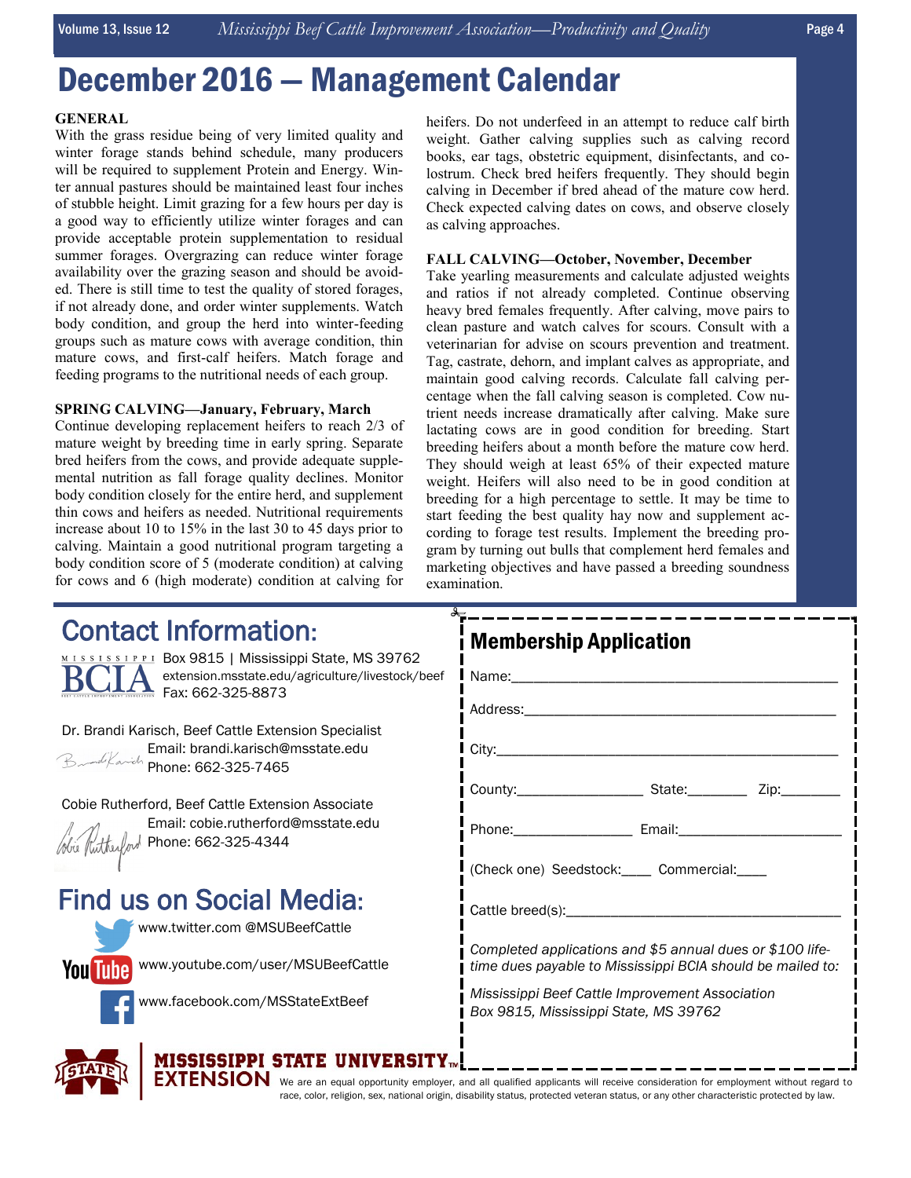# December 2016 — Management Calendar

**GENERAL**

With the grass residue being of very limited quality and winter forage stands behind schedule, many producers will be required to supplement Protein and Energy. Winter annual pastures should be maintained least four inches of stubble height. Limit grazing for a few hours per day is a good way to efficiently utilize winter forages and can provide acceptable protein supplementation to residual summer forages. Overgrazing can reduce winter forage availability over the grazing season and should be avoided. There is still time to test the quality of stored forages, if not already done, and order winter supplements. Watch body condition, and group the herd into winter-feeding groups such as mature cows with average condition, thin mature cows, and first-calf heifers. Match forage and feeding programs to the nutritional needs of each group.

**SPRING CALVING—January, February, March**

Continue developing replacement heifers to reach 2/3 of mature weight by breeding time in early spring. Separate bred heifers from the cows, and provide adequate supplemental nutrition as fall forage quality declines. Monitor body condition closely for the entire herd, and supplement thin cows and heifers as needed. Nutritional requirements increase about 10 to 15% in the last 30 to 45 days prior to calving. Maintain a good nutritional program targeting a body condition score of 5 (moderate condition) at calving for cows and 6 (high moderate) condition at calving for heifers. Do not underfeed in an attempt to reduce calf birth weight. Gather calving supplies such as calving record books, ear tags, obstetric equipment, disinfectants, and colostrum. Check bred heifers frequently. They should begin calving in December if bred ahead of the mature cow herd. Check expected calving dates on cows, and observe closely as calving approaches.

**FALL CALVING—October, November, December**

Take yearling measurements and calculate adjusted weights and ratios if not already completed. Continue observing heavy bred females frequently. After calving, move pairs to clean pasture and watch calves for scours. Consult with a veterinarian for advise on scours prevention and treatment. Tag, castrate, dehorn, and implant calves as appropriate, and maintain good calving records. Calculate fall calving percentage when the fall calving season is completed. Cow nutrient needs increase dramatically after calving. Make sure lactating cows are in good condition for breeding. Start breeding heifers about a month before the mature cow herd. They should weigh at least 65% of their expected mature weight. Heifers will also need to be in good condition at breeding for a high percentage to settle. It may be time to start feeding the best quality hay now and supplement according to forage test results. Implement the breeding program by turning out bulls that complement herd females and marketing objectives and have passed a breeding soundness examination.

## Contact Information:

Mississippi BCIA — Box 9815 | Mississippi State, MS 39762
extension.msstate.edu/agriculture/livestock/beef
Fax: 662-325-8873

Dr. Brandi Karisch, Beef Cattle Extension Specialist
Email: brandi.karisch@msstate.edu
Phone: 662-325-7465

Cobie Rutherford, Beef Cattle Extension Associate
Email: cobie.rutherford@msstate.edu
Phone: 662-325-4344

## Find us on Social Media:

www.twitter.com @MSUBeefCattle

www.youtube.com/user/MSUBeefCattle

www.facebook.com/MSStateExtBeef

## Membership Application

Name:______________________________________________

Address:____________________________________________

City:_______________________________________________

County:_________________ State:________ Zip:________

Phone:________________ Email:______________________

(Check one) Seedstock:____ Commercial:____

Cattle breed(s):_____________________________________

*Completed applications and $5 annual dues or $100 lifetime dues payable to Mississippi BCIA should be mailed to:*

*Mississippi Beef Cattle Improvement Association*
*Box 9815, Mississippi State, MS 39762*

**MISSISSIPPI STATE UNIVERSITY™ EXTENSION**

We are an equal opportunity employer, and all qualified applicants will receive consideration for employment without regard to race, color, religion, sex, national origin, disability status, protected veteran status, or any other characteristic protected by law.